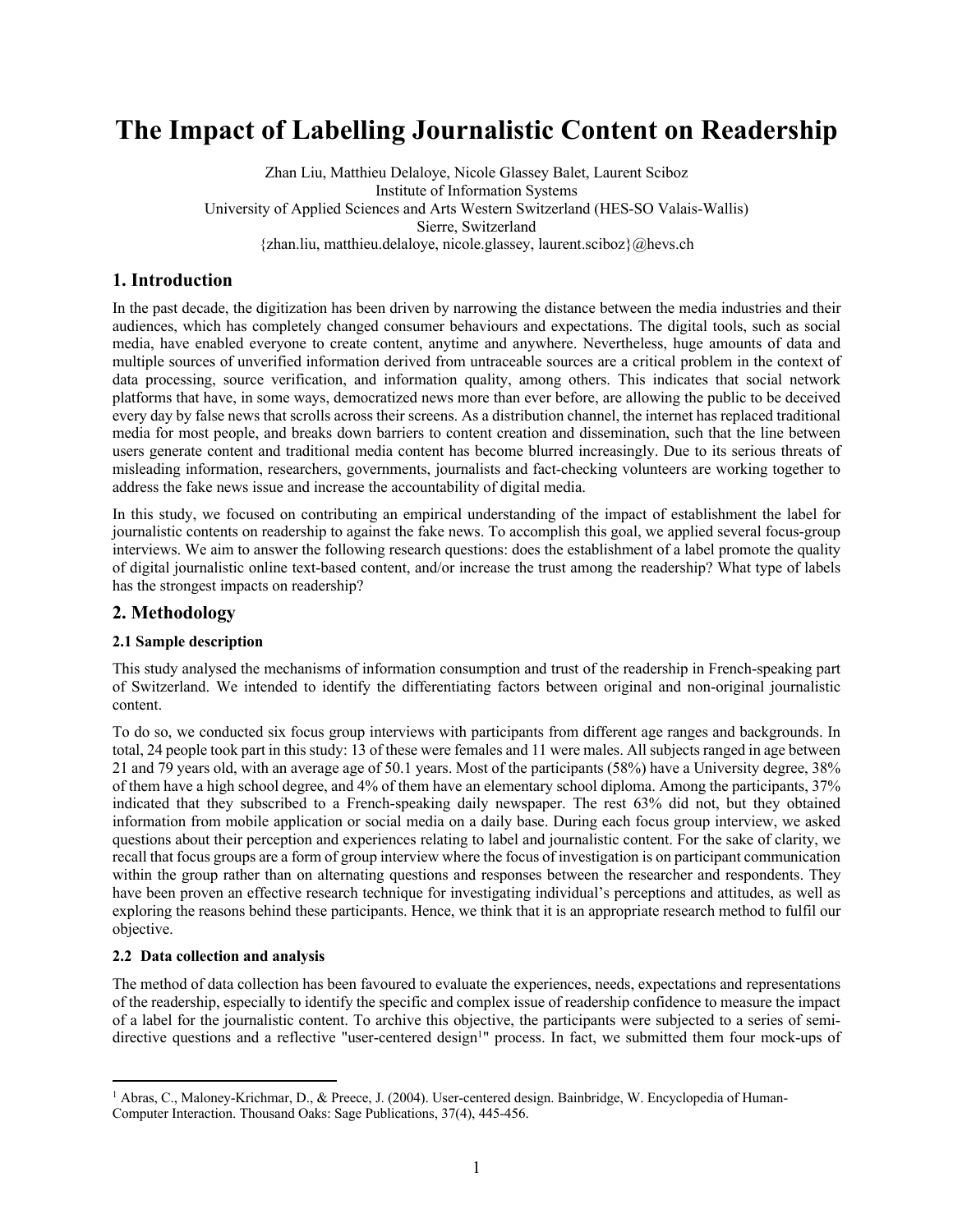# The Impact of Labelling Journalistic Content on Readership

Zhan Liu, Matthieu Delaloye, Nicole Glassey Balet, Laurent Sciboz
Institute of Information Systems
University of Applied Sciences and Arts Western Switzerland (HES-SO Valais-Wallis)
Sierre, Switzerland
{zhan.liu, matthieu.delaloye, nicole.glassey, laurent.sciboz}@hevs.ch

## 1. Introduction

In the past decade, the digitization has been driven by narrowing the distance between the media industries and their audiences, which has completely changed consumer behaviours and expectations. The digital tools, such as social media, have enabled everyone to create content, anytime and anywhere. Nevertheless, huge amounts of data and multiple sources of unverified information derived from untraceable sources are a critical problem in the context of data processing, source verification, and information quality, among others. This indicates that social network platforms that have, in some ways, democratized news more than ever before, are allowing the public to be deceived every day by false news that scrolls across their screens. As a distribution channel, the internet has replaced traditional media for most people, and breaks down barriers to content creation and dissemination, such that the line between users generate content and traditional media content has become blurred increasingly. Due to its serious threats of misleading information, researchers, governments, journalists and fact-checking volunteers are working together to address the fake news issue and increase the accountability of digital media.

In this study, we focused on contributing an empirical understanding of the impact of establishment the label for journalistic contents on readership to against the fake news. To accomplish this goal, we applied several focus-group interviews. We aim to answer the following research questions: does the establishment of a label promote the quality of digital journalistic online text-based content, and/or increase the trust among the readership? What type of labels has the strongest impacts on readership?

## 2. Methodology

### 2.1 Sample description

This study analysed the mechanisms of information consumption and trust of the readership in French-speaking part of Switzerland. We intended to identify the differentiating factors between original and non-original journalistic content.

To do so, we conducted six focus group interviews with participants from different age ranges and backgrounds. In total, 24 people took part in this study: 13 of these were females and 11 were males. All subjects ranged in age between 21 and 79 years old, with an average age of 50.1 years. Most of the participants (58%) have a University degree, 38% of them have a high school degree, and 4% of them have an elementary school diploma. Among the participants, 37% indicated that they subscribed to a French-speaking daily newspaper. The rest 63% did not, but they obtained information from mobile application or social media on a daily base. During each focus group interview, we asked questions about their perception and experiences relating to label and journalistic content. For the sake of clarity, we recall that focus groups are a form of group interview where the focus of investigation is on participant communication within the group rather than on alternating questions and responses between the researcher and respondents. They have been proven an effective research technique for investigating individual's perceptions and attitudes, as well as exploring the reasons behind these participants. Hence, we think that it is an appropriate research method to fulfil our objective.

### 2.2 Data collection and analysis

The method of data collection has been favoured to evaluate the experiences, needs, expectations and representations of the readership, especially to identify the specific and complex issue of readership confidence to measure the impact of a label for the journalistic content. To archive this objective, the participants were subjected to a series of semi-directive questions and a reflective "user-centered design[1]" process. In fact, we submitted them four mock-ups of

[1] Abras, C., Maloney-Krichmar, D., & Preece, J. (2004). User-centered design. Bainbridge, W. Encyclopedia of Human-Computer Interaction. Thousand Oaks: Sage Publications, 37(4), 445-456.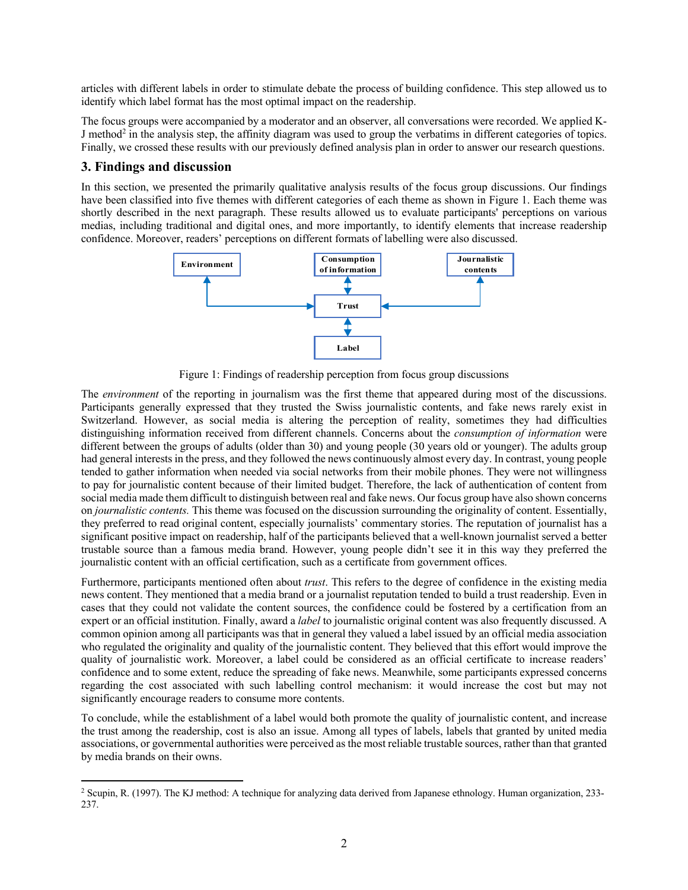articles with different labels in order to stimulate debate the process of building confidence. This step allowed us to identify which label format has the most optimal impact on the readership.

The focus groups were accompanied by a moderator and an observer, all conversations were recorded. We applied K-J method[2] in the analysis step, the affinity diagram was used to group the verbatims in different categories of topics. Finally, we crossed these results with our previously defined analysis plan in order to answer our research questions.

## 3. Findings and discussion

In this section, we presented the primarily qualitative analysis results of the focus group discussions. Our findings have been classified into five themes with different categories of each theme as shown in Figure 1. Each theme was shortly described in the next paragraph. These results allowed us to evaluate participants' perceptions on various medias, including traditional and digital ones, and more importantly, to identify elements that increase readership confidence. Moreover, readers' perceptions on different formats of labelling were also discussed.

Environment

Consumption of information

Journalistic contents

Trust

Label

Figure 1: Findings of readership perception from focus group discussions

The *environment* of the reporting in journalism was the first theme that appeared during most of the discussions. Participants generally expressed that they trusted the Swiss journalistic contents, and fake news rarely exist in Switzerland. However, as social media is altering the perception of reality, sometimes they had difficulties distinguishing information received from different channels. Concerns about the *consumption of information* were different between the groups of adults (older than 30) and young people (30 years old or younger). The adults group had general interests in the press, and they followed the news continuously almost every day. In contrast, young people tended to gather information when needed via social networks from their mobile phones. They were not willingness to pay for journalistic content because of their limited budget. Therefore, the lack of authentication of content from social media made them difficult to distinguish between real and fake news. Our focus group have also shown concerns on *journalistic contents.* This theme was focused on the discussion surrounding the originality of content. Essentially, they preferred to read original content, especially journalists' commentary stories. The reputation of journalist has a significant positive impact on readership, half of the participants believed that a well-known journalist served a better trustable source than a famous media brand. However, young people didn't see it in this way they preferred the journalistic content with an official certification, such as a certificate from government offices.

Furthermore, participants mentioned often about *trust*. This refers to the degree of confidence in the existing media news content. They mentioned that a media brand or a journalist reputation tended to build a trust readership. Even in cases that they could not validate the content sources, the confidence could be fostered by a certification from an expert or an official institution. Finally, award a *label* to journalistic original content was also frequently discussed. A common opinion among all participants was that in general they valued a label issued by an official media association who regulated the originality and quality of the journalistic content. They believed that this effort would improve the quality of journalistic work. Moreover, a label could be considered as an official certificate to increase readers' confidence and to some extent, reduce the spreading of fake news. Meanwhile, some participants expressed concerns regarding the cost associated with such labelling control mechanism: it would increase the cost but may not significantly encourage readers to consume more contents.

To conclude, while the establishment of a label would both promote the quality of journalistic content, and increase the trust among the readership, cost is also an issue. Among all types of labels, labels that granted by united media associations, or governmental authorities were perceived as the most reliable trustable sources, rather than that granted by media brands on their owns.

[2] Scupin, R. (1997). The KJ method: A technique for analyzing data derived from Japanese ethnology. Human organization, 233-237.